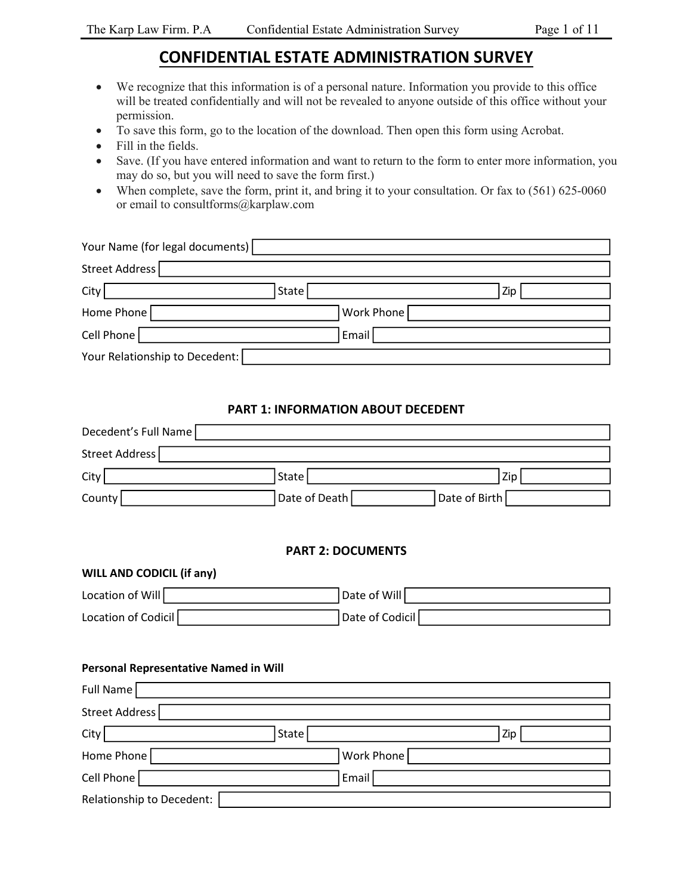# CONFIDENTIAL ESTATE ADMINISTRATION SURVEY

- We recognize that this information is of a personal nature. Information you provide to this office will be treated confidentially and will not be revealed to anyone outside of this office without your permission.
- To save this form, go to the location of the download. Then open this form using Acrobat.
- Fill in the fields.
- Save. (If you have entered information and want to return to the form to enter more information, you may do so, but you will need to save the form first.)
- When complete, save the form, print it, and bring it to your consultation. Or fax to (561) 625-0060 or email to consultforms@karplaw.com

Your Name (for legal documents) ____________________

Street Address ____________________

City ____________ State ____________ Zip ____________

Home Phone ____________ Work Phone ____________

Cell Phone ____________ Email ____________

Your Relationship to Decedent: ____________________

## PART 1: INFORMATION ABOUT DECEDENT

Decedent's Full Name ____________________

Street Address ____________________

City ____________ State ____________ Zip ____________

County ____________ Date of Death ____________ Date of Birth ____________

## PART 2: DOCUMENTS

**WILL AND CODICIL (if any)**

Location of Will ____________ Date of Will ____________

Location of Codicil ____________ Date of Codicil ____________

**Personal Representative Named in Will**

Full Name ____________________

Street Address ____________________

City ____________ State ____________ Zip ____________

Home Phone ____________ Work Phone ____________

Cell Phone ____________ Email ____________

Relationship to Decedent: ____________________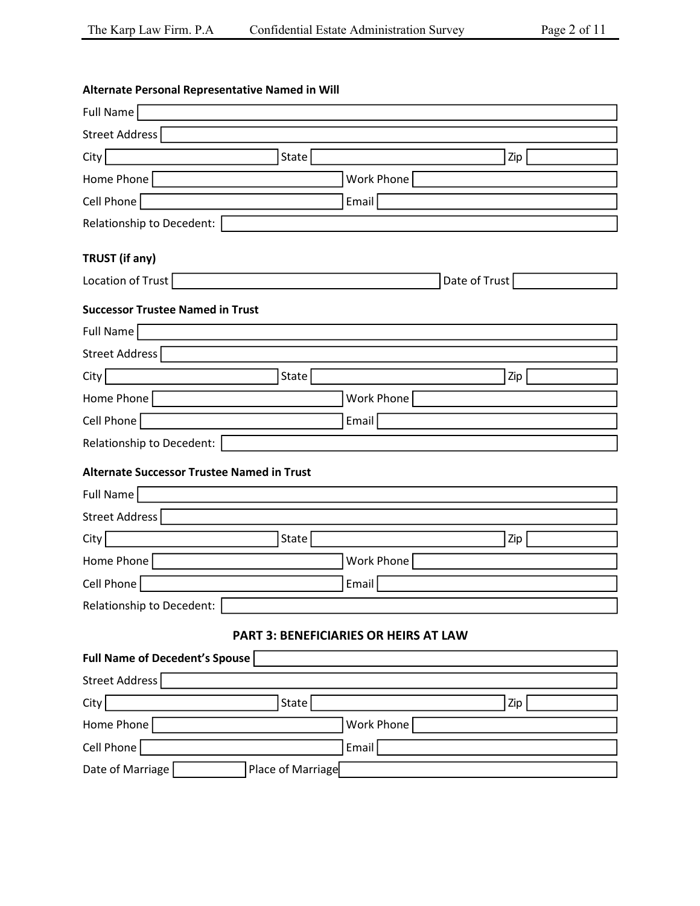**Alternate Personal Representative Named in Will**

Full Name

Street Address

City | State | Zip

Home Phone | Work Phone

Cell Phone | Email

Relationship to Decedent:

**TRUST (if any)**

Location of Trust | Date of Trust

**Successor Trustee Named in Trust**

Full Name

Street Address

City | State | Zip

Home Phone | Work Phone

Cell Phone | Email

Relationship to Decedent:

**Alternate Successor Trustee Named in Trust**

Full Name

Street Address

City | State | Zip

Home Phone | Work Phone

Cell Phone | Email

Relationship to Decedent:

## PART 3: BENEFICIARIES OR HEIRS AT LAW

**Full Name of Decedent's Spouse**

Street Address

City | State | Zip

Home Phone | Work Phone

Cell Phone | Email

Date of Marriage | Place of Marriage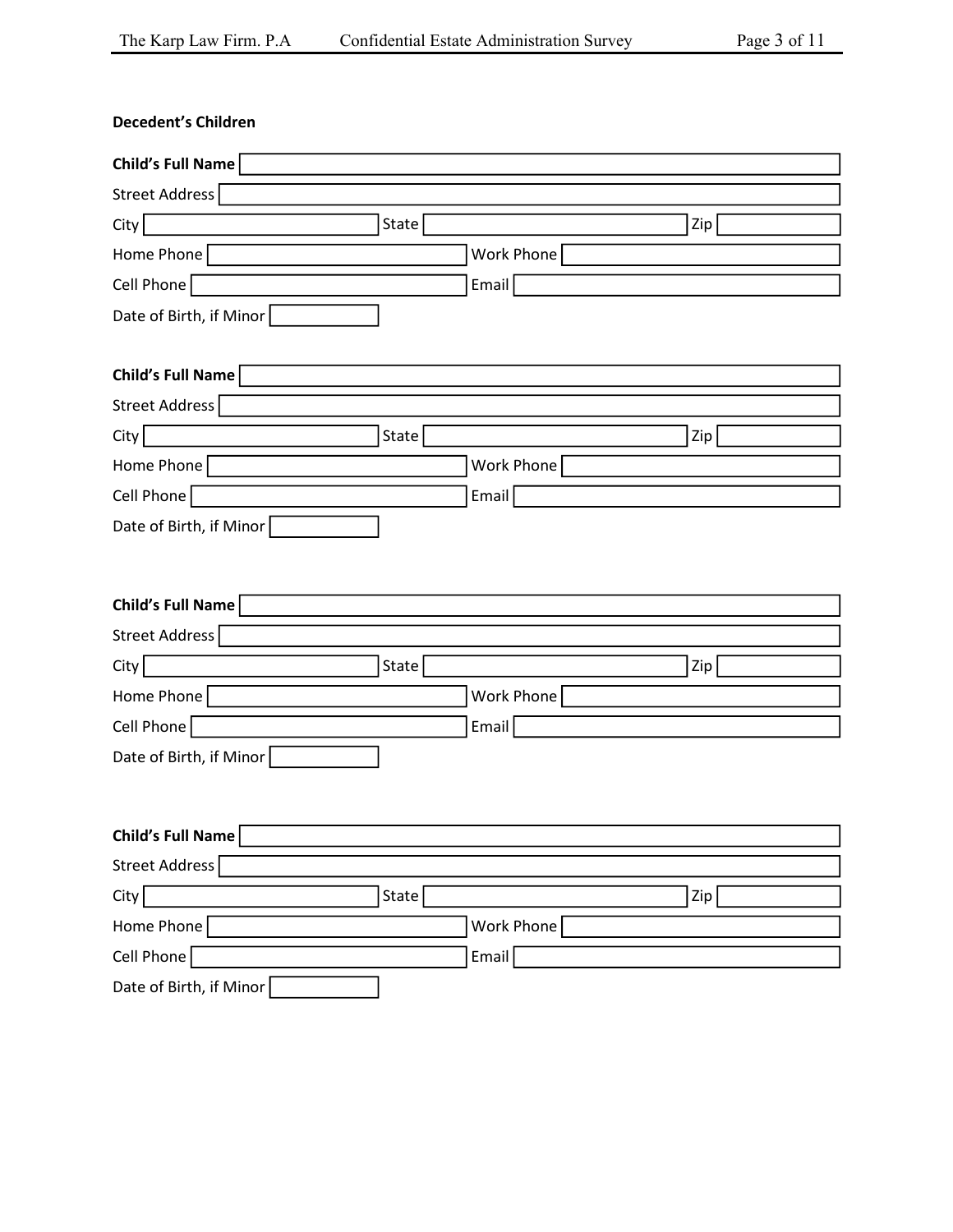**Decedent's Children**

**Child's Full Name**
Street Address
City | State | Zip
Home Phone | Work Phone
Cell Phone | Email
Date of Birth, if Minor

**Child's Full Name**
Street Address
City | State | Zip
Home Phone | Work Phone
Cell Phone | Email
Date of Birth, if Minor

**Child's Full Name**
Street Address
City | State | Zip
Home Phone | Work Phone
Cell Phone | Email
Date of Birth, if Minor

**Child's Full Name**
Street Address
City | State | Zip
Home Phone | Work Phone
Cell Phone | Email
Date of Birth, if Minor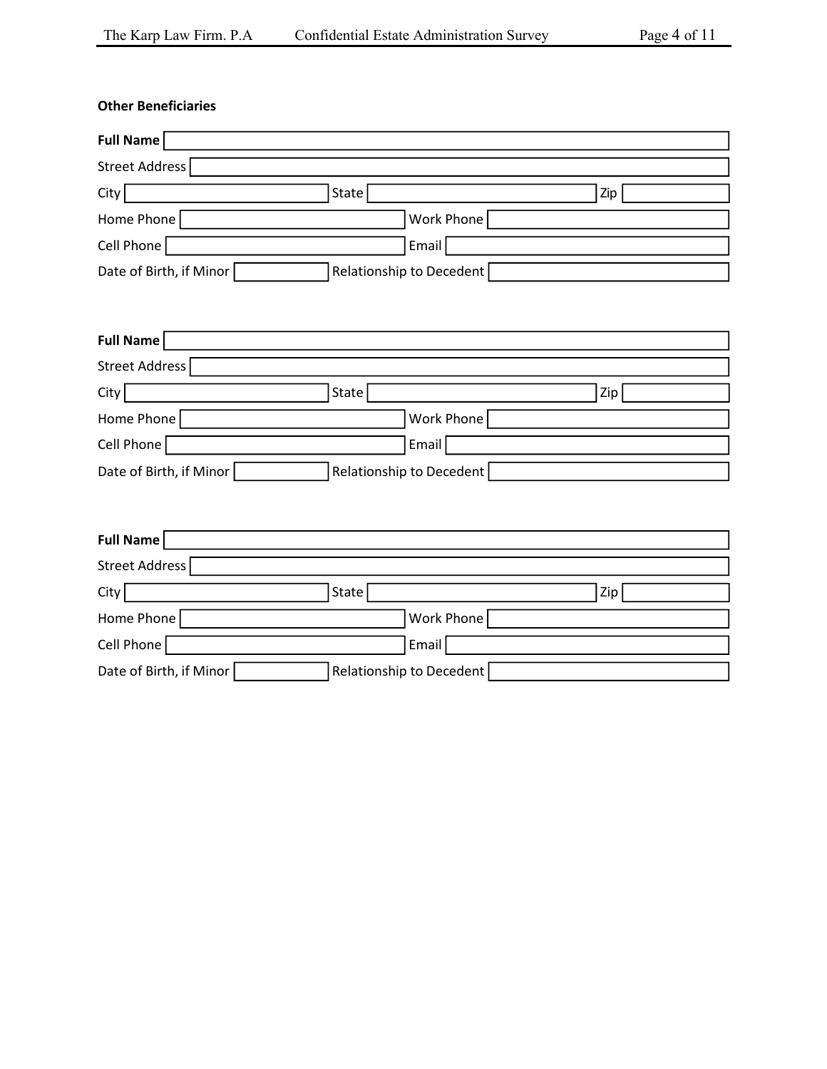**Other Beneficiaries**

**Full Name**

Street Address

City | State | Zip

Home Phone | Work Phone

Cell Phone | Email

Date of Birth, if Minor | Relationship to Decedent

**Full Name**

Street Address

City | State | Zip

Home Phone | Work Phone

Cell Phone | Email

Date of Birth, if Minor | Relationship to Decedent

**Full Name**

Street Address

City | State | Zip

Home Phone | Work Phone

Cell Phone | Email

Date of Birth, if Minor | Relationship to Decedent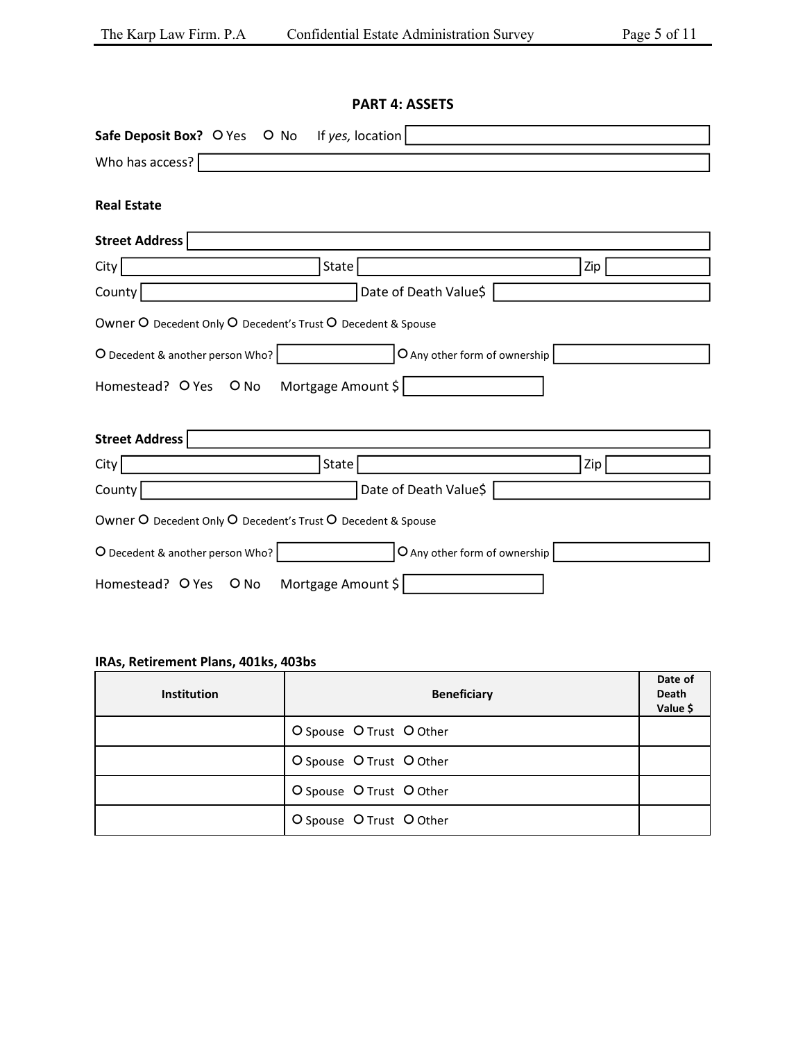## PART 4: ASSETS

**Safe Deposit Box?** O Yes O No If *yes,* location

Who has access?

**Real Estate**

**Street Address**

City State Zip

County Date of Death Value$

Owner O Decedent Only O Decedent's Trust O Decedent & Spouse

O Decedent & another person Who? O Any other form of ownership

Homestead? O Yes O No Mortgage Amount $

**Street Address**

City State Zip

County Date of Death Value$

Owner O Decedent Only O Decedent's Trust O Decedent & Spouse

O Decedent & another person Who? O Any other form of ownership

Homestead? O Yes O No Mortgage Amount $

**IRAs, Retirement Plans, 401ks, 403bs**

| Institution | Beneficiary | Date of Death Value $ |
|---|---|---|
| | O Spouse O Trust O Other | |
| | O Spouse O Trust O Other | |
| | O Spouse O Trust O Other | |
| | O Spouse O Trust O Other | |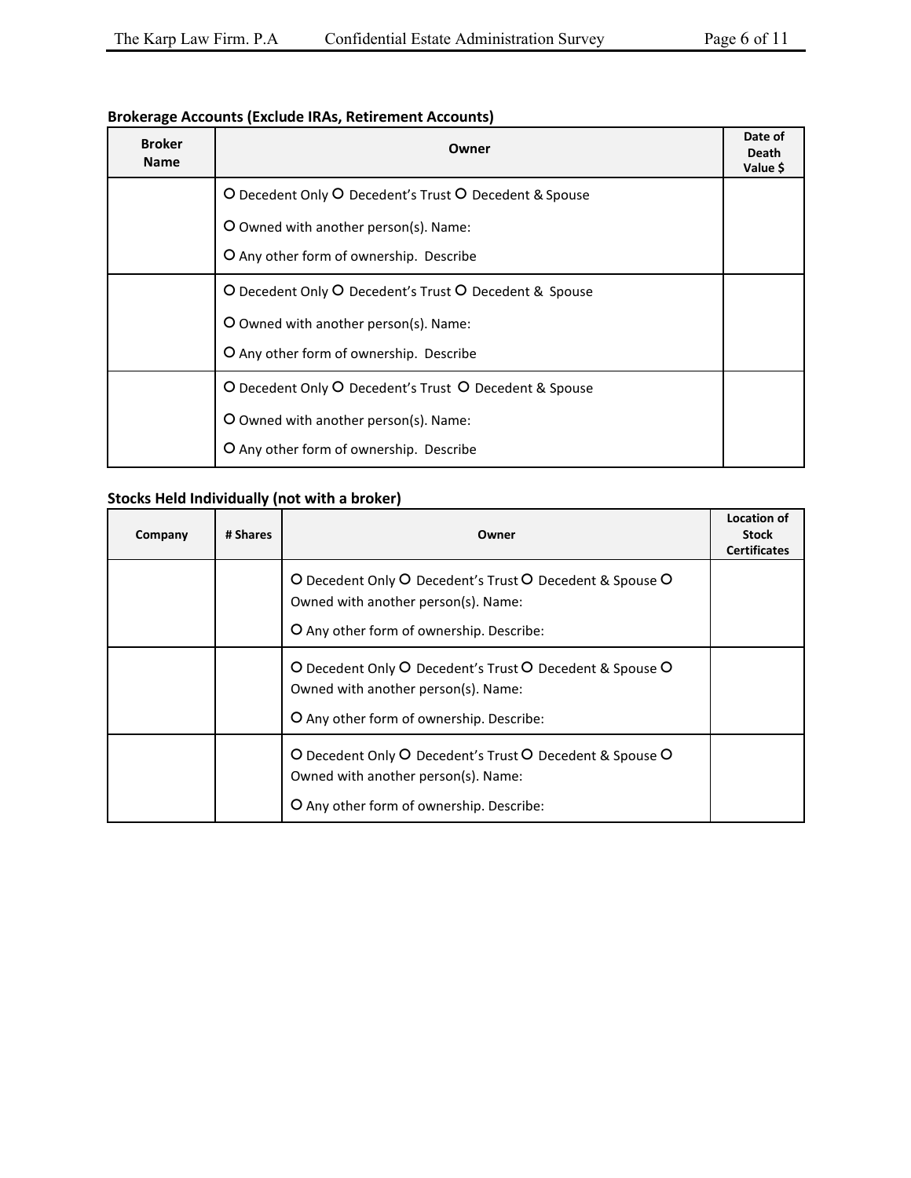**Brokerage Accounts (Exclude IRAs, Retirement Accounts)**

| Broker Name | Owner | Date of Death Value $ |
|---|---|---|
| | O Decedent Only O Decedent's Trust O Decedent & Spouse<br>O Owned with another person(s). Name:<br>O Any other form of ownership. Describe | |
| | O Decedent Only O Decedent's Trust O Decedent & Spouse<br>O Owned with another person(s). Name:<br>O Any other form of ownership. Describe | |
| | O Decedent Only O Decedent's Trust O Decedent & Spouse<br>O Owned with another person(s). Name:<br>O Any other form of ownership. Describe | |

**Stocks Held Individually (not with a broker)**

| Company | # Shares | Owner | Location of Stock Certificates |
|---|---|---|---|
| | | O Decedent Only O Decedent's Trust O Decedent & Spouse O Owned with another person(s). Name:<br>O Any other form of ownership. Describe: | |
| | | O Decedent Only O Decedent's Trust O Decedent & Spouse O Owned with another person(s). Name:<br>O Any other form of ownership. Describe: | |
| | | O Decedent Only O Decedent's Trust O Decedent & Spouse O Owned with another person(s). Name:<br>O Any other form of ownership. Describe: | |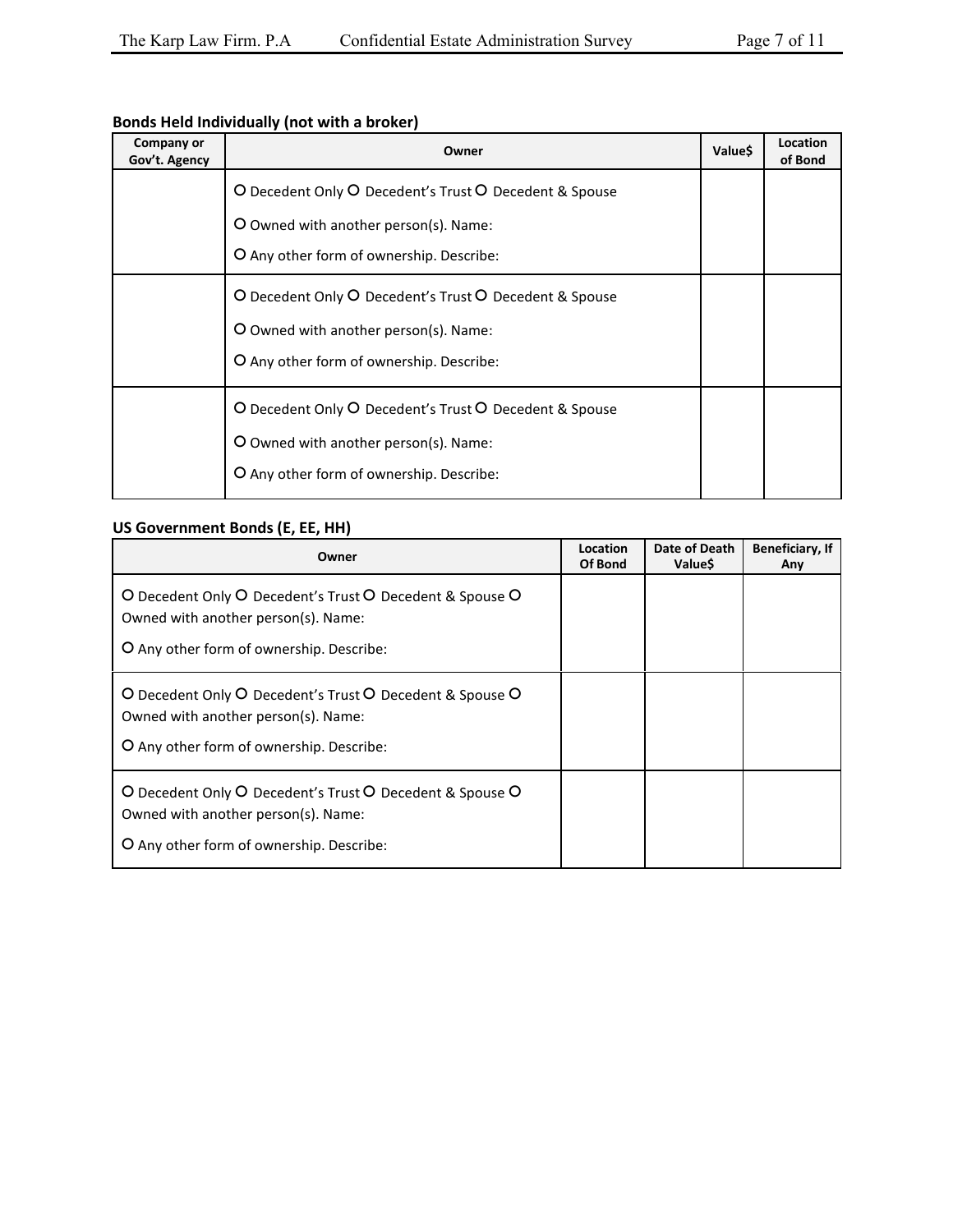### Bonds Held Individually (not with a broker)

| Company or Gov't. Agency | Owner | Value$ | Location of Bond |
|---|---|---|---|
| | O Decedent Only O Decedent's Trust O Decedent & Spouse<br>O Owned with another person(s). Name:<br>O Any other form of ownership. Describe: | | |
| | O Decedent Only O Decedent's Trust O Decedent & Spouse<br>O Owned with another person(s). Name:<br>O Any other form of ownership. Describe: | | |
| | O Decedent Only O Decedent's Trust O Decedent & Spouse<br>O Owned with another person(s). Name:<br>O Any other form of ownership. Describe: | | |

### US Government Bonds (E, EE, HH)

| Owner | Location Of Bond | Date of Death Value$ | Beneficiary, If Any |
|---|---|---|---|
| O Decedent Only O Decedent's Trust O Decedent & Spouse O Owned with another person(s). Name:<br>O Any other form of ownership. Describe: | | | |
| O Decedent Only O Decedent's Trust O Decedent & Spouse O Owned with another person(s). Name:<br>O Any other form of ownership. Describe: | | | |
| O Decedent Only O Decedent's Trust O Decedent & Spouse O Owned with another person(s). Name:<br>O Any other form of ownership. Describe: | | | |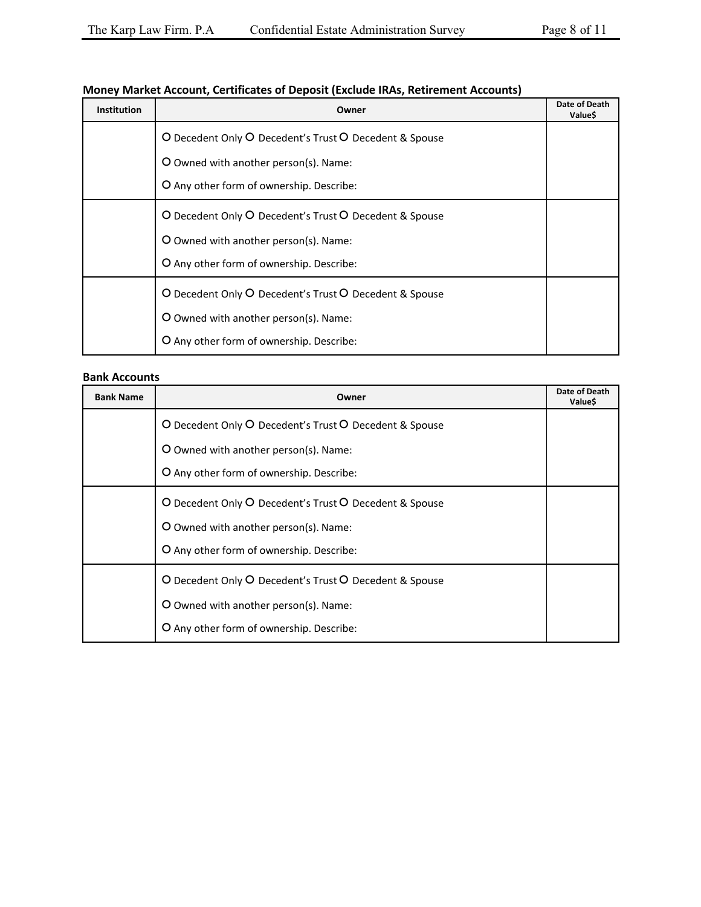**Money Market Account, Certificates of Deposit (Exclude IRAs, Retirement Accounts)**

| Institution | Owner | Date of Death Value$ |
|---|---|---|
| | O Decedent Only O Decedent's Trust O Decedent & Spouse<br>O Owned with another person(s). Name:<br>O Any other form of ownership. Describe: | |
| | O Decedent Only O Decedent's Trust O Decedent & Spouse<br>O Owned with another person(s). Name:<br>O Any other form of ownership. Describe: | |
| | O Decedent Only O Decedent's Trust O Decedent & Spouse<br>O Owned with another person(s). Name:<br>O Any other form of ownership. Describe: | |

**Bank Accounts**

| Bank Name | Owner | Date of Death Value$ |
|---|---|---|
| | O Decedent Only O Decedent's Trust O Decedent & Spouse<br>O Owned with another person(s). Name:<br>O Any other form of ownership. Describe: | |
| | O Decedent Only O Decedent's Trust O Decedent & Spouse<br>O Owned with another person(s). Name:<br>O Any other form of ownership. Describe: | |
| | O Decedent Only O Decedent's Trust O Decedent & Spouse<br>O Owned with another person(s). Name:<br>O Any other form of ownership. Describe: | |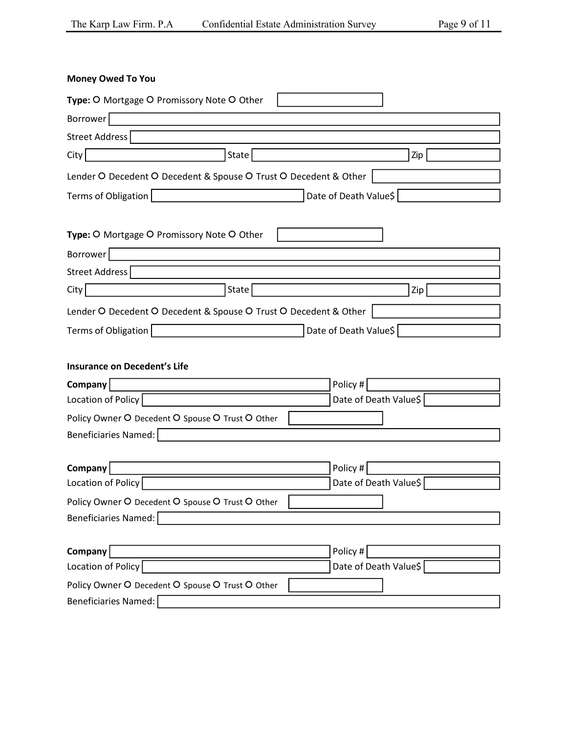**Money Owed To You**

**Type:** O Mortgage O Promissory Note O Other

Borrower

Street Address

City State Zip

Lender O Decedent O Decedent & Spouse O Trust O Decedent & Other

Terms of Obligation Date of Death Value$

**Type:** O Mortgage O Promissory Note O Other

Borrower

Street Address

City State Zip

Lender O Decedent O Decedent & Spouse O Trust O Decedent & Other

Terms of Obligation Date of Death Value$

**Insurance on Decedent's Life**

**Company** Policy #

Location of Policy Date of Death Value$

Policy Owner O Decedent O Spouse O Trust O Other

Beneficiaries Named:

**Company** Policy #

Location of Policy Date of Death Value$

Policy Owner O Decedent O Spouse O Trust O Other

Beneficiaries Named:

**Company** Policy #

Location of Policy Date of Death Value$

Policy Owner O Decedent O Spouse O Trust O Other

Beneficiaries Named: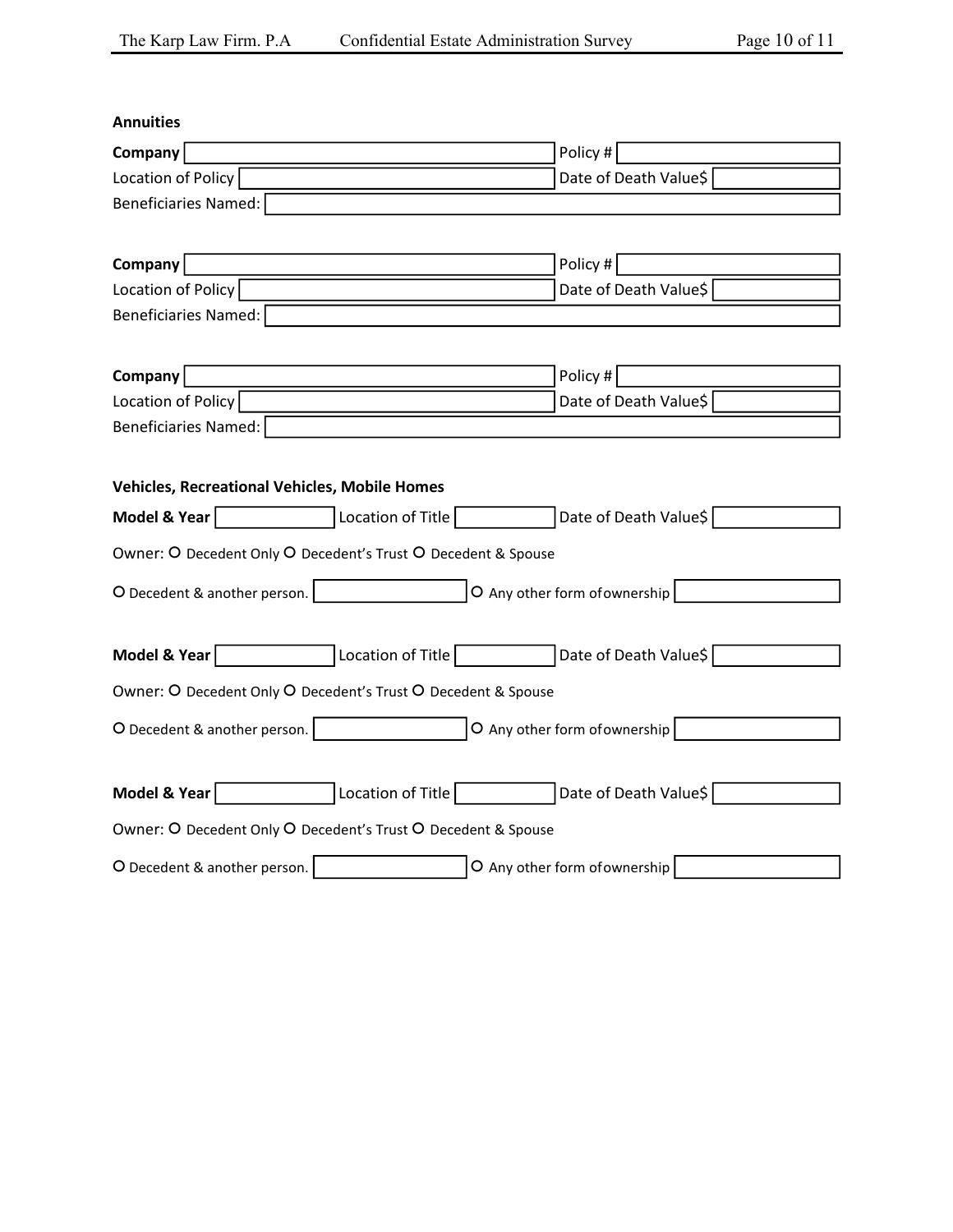**Annuities**

**Company** ____________________ Policy # ____________________

Location of Policy ____________________ Date of Death Value$ ____________________

Beneficiaries Named: ____________________

**Company** ____________________ Policy # ____________________

Location of Policy ____________________ Date of Death Value$ ____________________

Beneficiaries Named: ____________________

**Company** ____________________ Policy # ____________________

Location of Policy ____________________ Date of Death Value$ ____________________

Beneficiaries Named: ____________________

**Vehicles, Recreational Vehicles, Mobile Homes**

**Model & Year** ____________ Location of Title ____________ Date of Death Value$ ____________

Owner: O Decedent Only O Decedent's Trust O Decedent & Spouse

O Decedent & another person. ____________ O Any other form ofownership ____________

**Model & Year** ____________ Location of Title ____________ Date of Death Value$ ____________

Owner: O Decedent Only O Decedent's Trust O Decedent & Spouse

O Decedent & another person. ____________ O Any other form ofownership ____________

**Model & Year** ____________ Location of Title ____________ Date of Death Value$ ____________

Owner: O Decedent Only O Decedent's Trust O Decedent & Spouse

O Decedent & another person. ____________ O Any other form ofownership ____________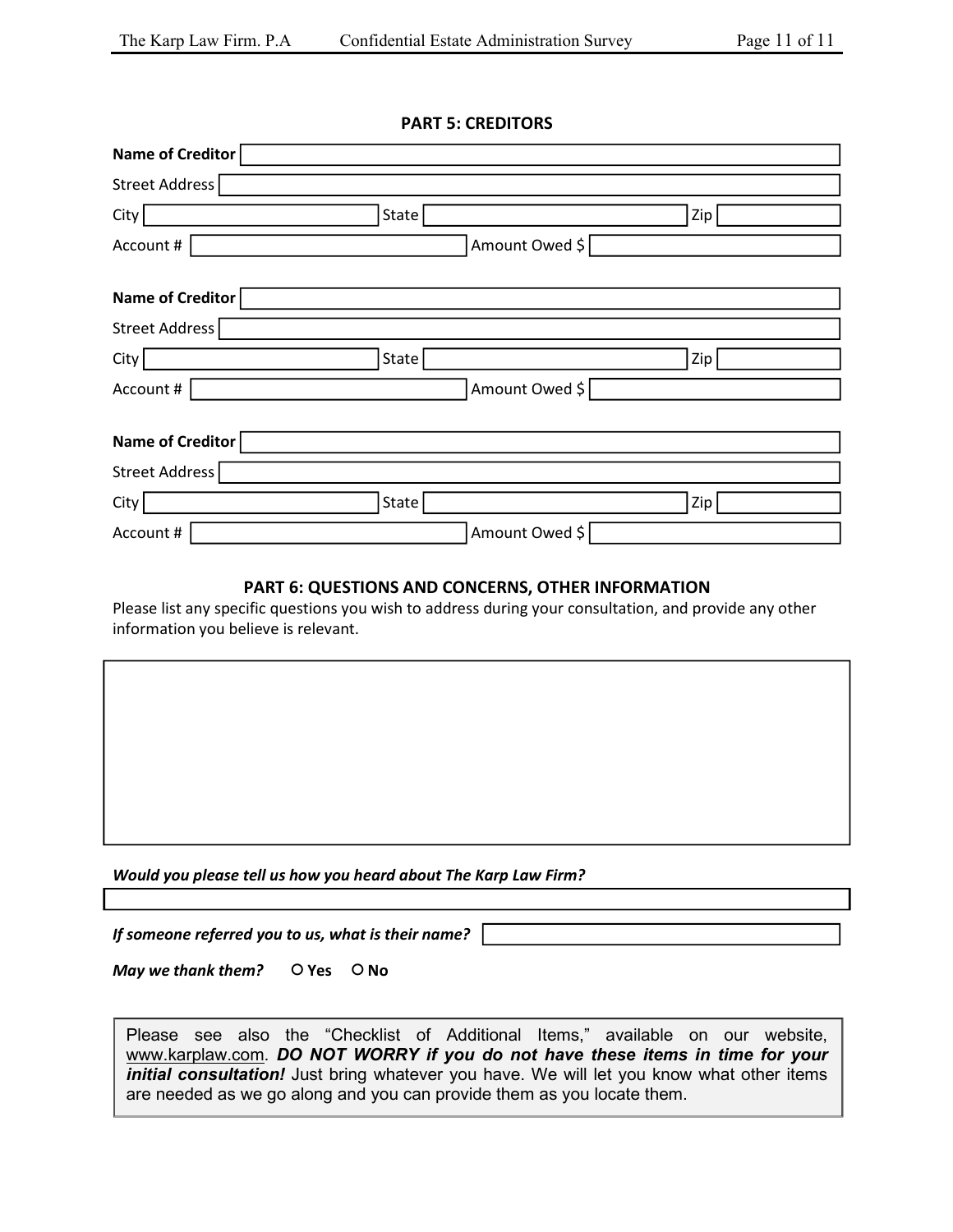## PART 5: CREDITORS

**Name of Creditor**

Street Address

City | State | Zip

Account # | Amount Owed $

**Name of Creditor**

Street Address

City | State | Zip

Account # | Amount Owed $

**Name of Creditor**

Street Address

City | State | Zip

Account # | Amount Owed $

## PART 6: QUESTIONS AND CONCERNS, OTHER INFORMATION

Please list any specific questions you wish to address during your consultation, and provide any other information you believe is relevant.

***Would you please tell us how you heard about The Karp Law Firm?***

***If someone referred you to us, what is their name?***

***May we thank them?*** ○ **Yes** ○ **No**

Please see also the "Checklist of Additional Items," available on our website, www.karplaw.com. ***DO NOT WORRY if you do not have these items in time for your initial consultation!*** Just bring whatever you have. We will let you know what other items are needed as we go along and you can provide them as you locate them.